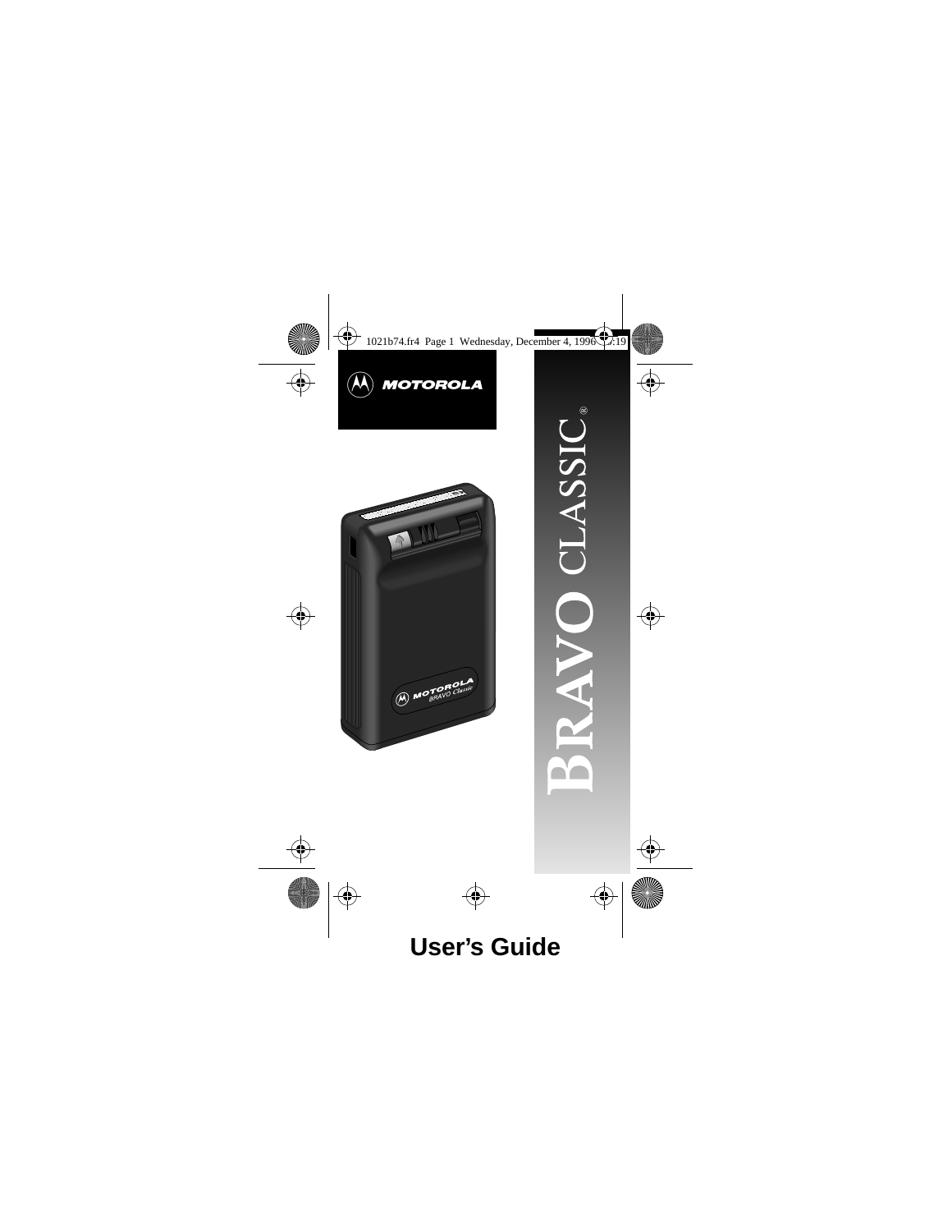MOTOROLA

# BRAVO CLASSIC®

## User's Guide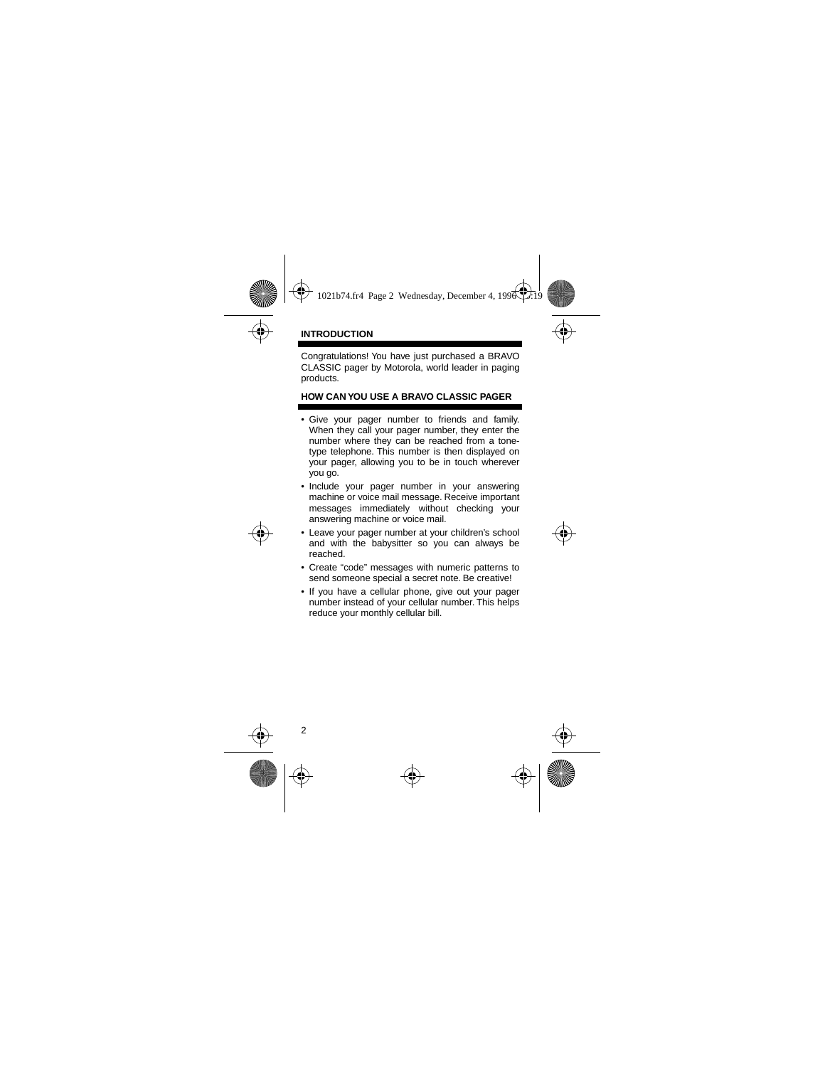## INTRODUCTION

Congratulations! You have just purchased a BRAVO CLASSIC pager by Motorola, world leader in paging products.

## HOW CAN YOU USE A BRAVO CLASSIC PAGER

- Give your pager number to friends and family. When they call your pager number, they enter the number where they can be reached from a tone-type telephone. This number is then displayed on your pager, allowing you to be in touch wherever you go.
- Include your pager number in your answering machine or voice mail message. Receive important messages immediately without checking your answering machine or voice mail.
- Leave your pager number at your children's school and with the babysitter so you can always be reached.
- Create "code" messages with numeric patterns to send someone special a secret note. Be creative!
- If you have a cellular phone, give out your pager number instead of your cellular number. This helps reduce your monthly cellular bill.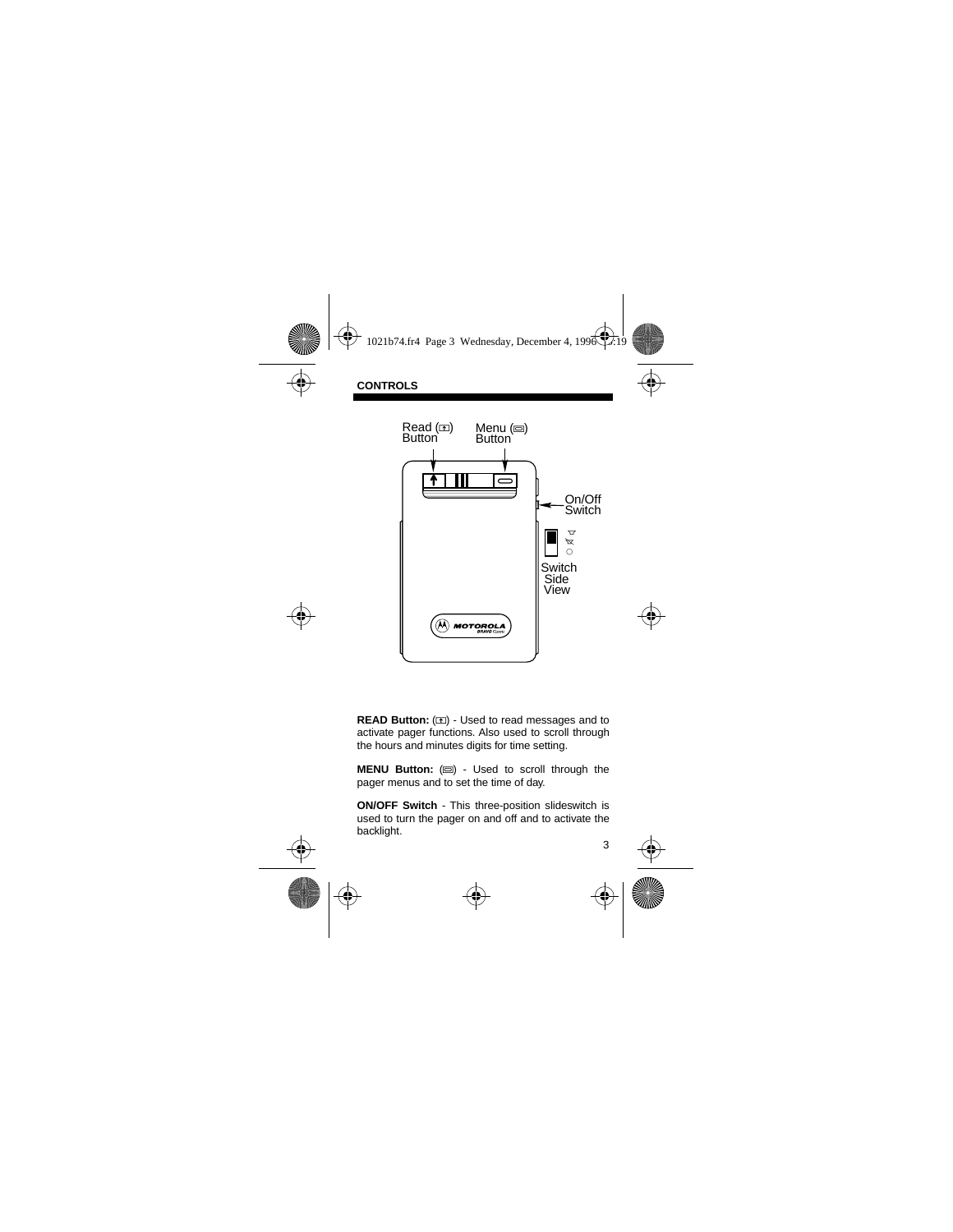## CONTROLS

Read (↑) Button

Menu (▭) Button

On/Off Switch

Switch Side View

**READ Button:** (↑) - Used to read messages and to activate pager functions. Also used to scroll through the hours and minutes digits for time setting.

**MENU Button:** (▭) - Used to scroll through the pager menus and to set the time of day.

**ON/OFF Switch** - This three-position slideswitch is used to turn the pager on and off and to activate the backlight.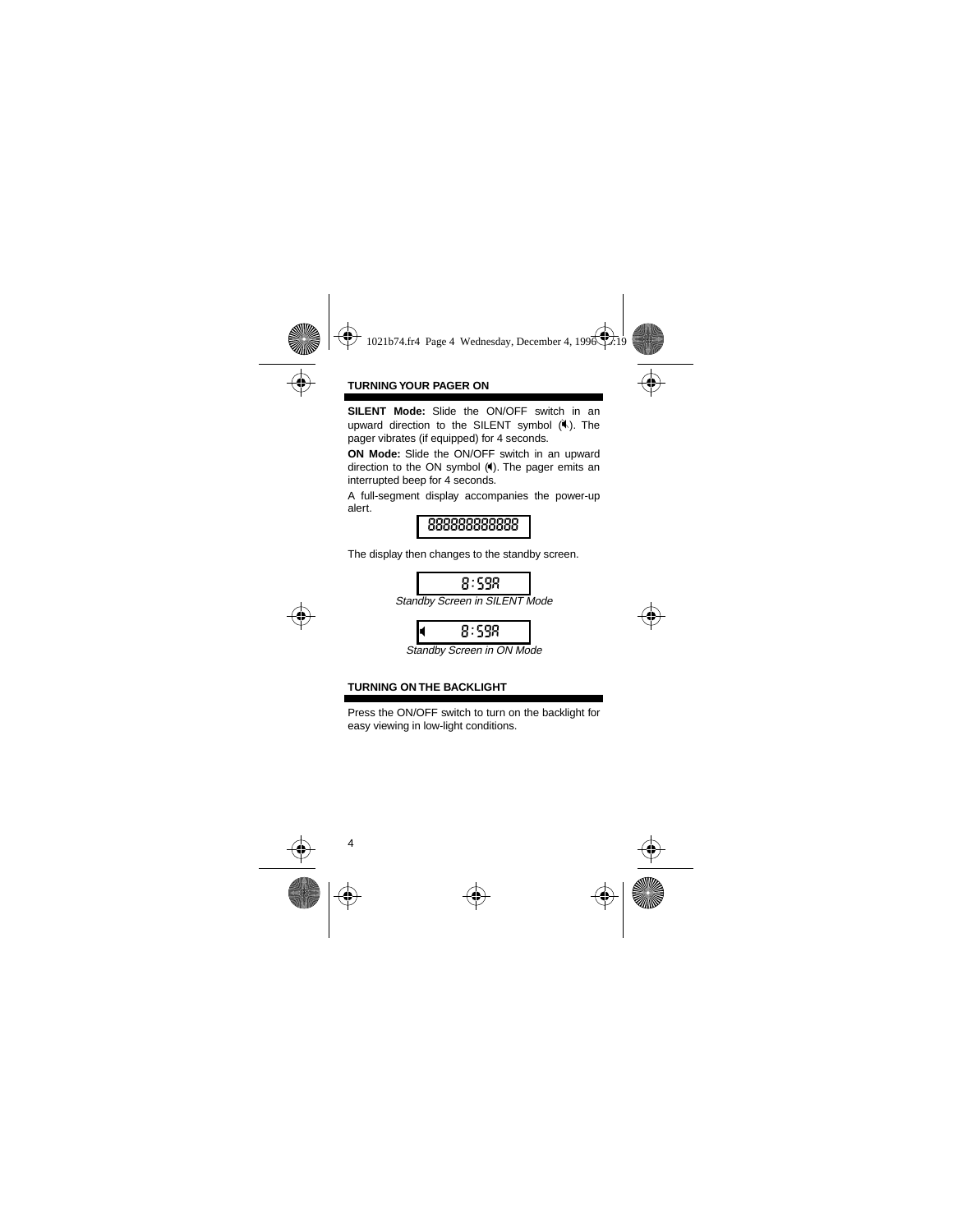## TURNING YOUR PAGER ON

**SILENT Mode:** Slide the ON/OFF switch in an upward direction to the SILENT symbol (◂). The pager vibrates (if equipped) for 4 seconds.

**ON Mode:** Slide the ON/OFF switch in an upward direction to the ON symbol (◂). The pager emits an interrupted beep for 4 seconds.

A full-segment display accompanies the power-up alert.

888888888888

The display then changes to the standby screen.

8:59A

*Standby Screen in SILENT Mode*

◂ 8:59A

*Standby Screen in ON Mode*

## TURNING ON THE BACKLIGHT

Press the ON/OFF switch to turn on the backlight for easy viewing in low-light conditions.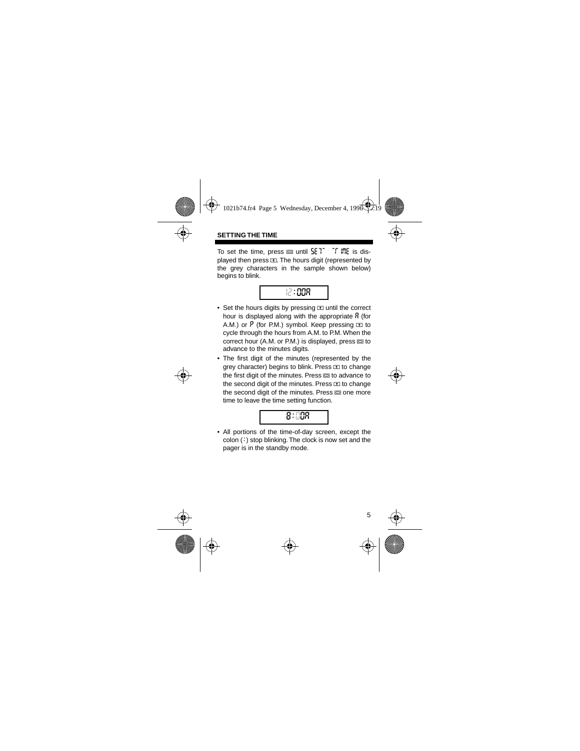## SETTING THE TIME

To set the time, press ▭ until SET TIME is displayed then press ⊡. The hours digit (represented by the grey characters in the sample shown below) begins to blink.

12:00A

- Set the hours digits by pressing ⊡ until the correct hour is displayed along with the appropriate A (for A.M.) or P (for P.M.) symbol. Keep pressing ⊡ to cycle through the hours from A.M. to P.M. When the correct hour (A.M. or P.M.) is displayed, press ▭ to advance to the minutes digits.
- The first digit of the minutes (represented by the grey character) begins to blink. Press ⊡ to change the first digit of the minutes. Press ▭ to advance to the second digit of the minutes. Press ⊡ to change the second digit of the minutes. Press ▭ one more time to leave the time setting function.

8:00A

- All portions of the time-of-day screen, except the colon (:) stop blinking. The clock is now set and the pager is in the standby mode.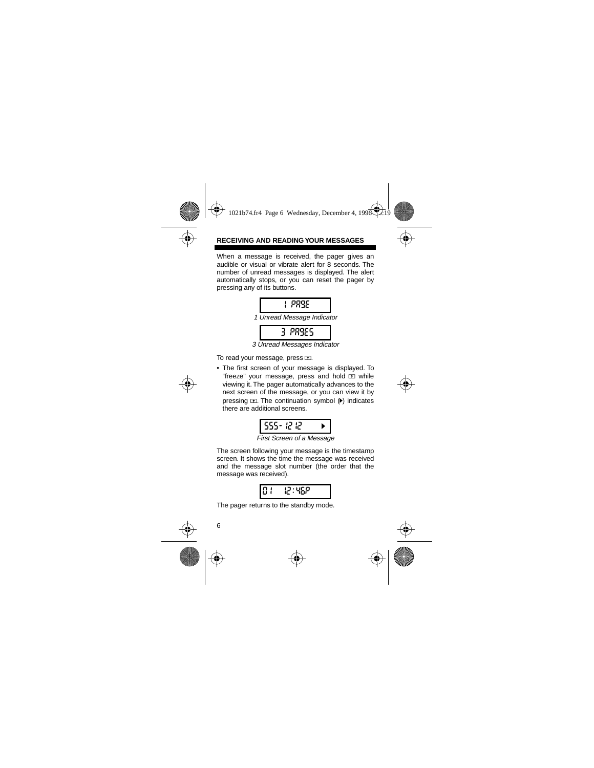## RECEIVING AND READING YOUR MESSAGES

When a message is received, the pager gives an audible or visual or vibrate alert for 8 seconds. The number of unread messages is displayed. The alert automatically stops, or you can reset the pager by pressing any of its buttons.

```
1 PAGE
```

*1 Unread Message Indicator*

```
3 PAGES
```

*3 Unread Messages Indicator*

To read your message, press ⊡.

- The first screen of your message is displayed. To "freeze" your message, press and hold ⊡ while viewing it. The pager automatically advances to the next screen of the message, or you can view it by pressing ⊡. The continuation symbol (▶) indicates there are additional screens.

```
555-1212     ▶
```

*First Screen of a Message*

The screen following your message is the timestamp screen. It shows the time the message was received and the message slot number (the order that the message was received).

```
01   12:46P
```

The pager returns to the standby mode.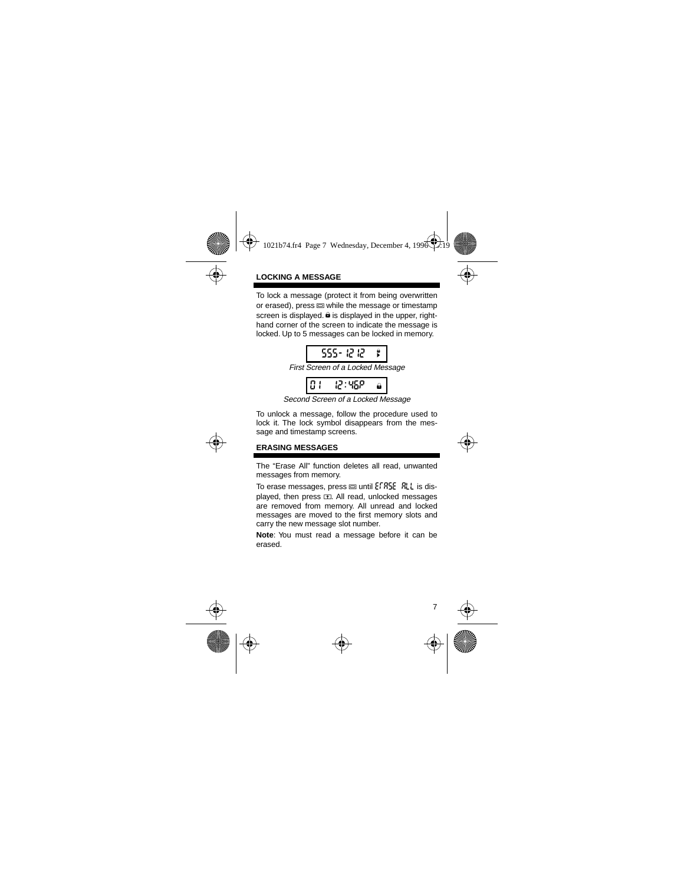## LOCKING A MESSAGE

To lock a message (protect it from being overwritten or erased), press ▭ while the message or timestamp screen is displayed. 🔒 is displayed in the upper, right-hand corner of the screen to indicate the message is locked. Up to 5 messages can be locked in memory.

555- 1212

*First Screen of a Locked Message*

01 12:46P 🔒

*Second Screen of a Locked Message*

To unlock a message, follow the procedure used to lock it. The lock symbol disappears from the message and timestamp screens.

## ERASING MESSAGES

The "Erase All" function deletes all read, unwanted messages from memory.

To erase messages, press ▭ until ErASE ALL is displayed, then press ▭. All read, unlocked messages are removed from memory. All unread and locked messages are moved to the first memory slots and carry the new message slot number.

**Note**: You must read a message before it can be erased.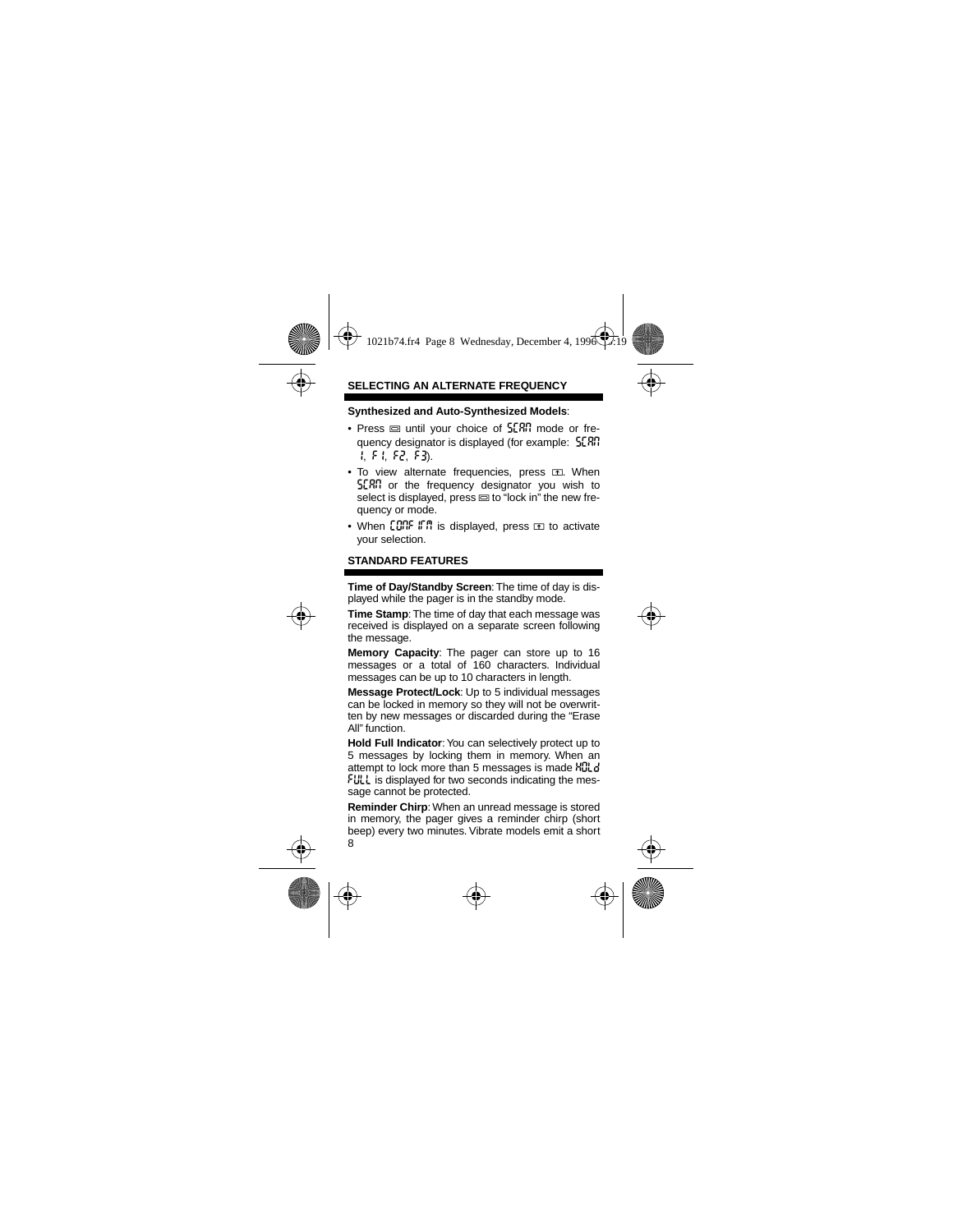## SELECTING AN ALTERNATE FREQUENCY

**Synthesized and Auto-Synthesized Models**:

- Press ▭ until your choice of SCAN mode or frequency designator is displayed (for example: SCAN 1, F 1, F2, F3).
- To view alternate frequencies, press ▭. When SCAN or the frequency designator you wish to select is displayed, press ▭ to "lock in" the new frequency or mode.
- When CONF IRM is displayed, press ▭ to activate your selection.

## STANDARD FEATURES

**Time of Day/Standby Screen**: The time of day is displayed while the pager is in the standby mode.

**Time Stamp**: The time of day that each message was received is displayed on a separate screen following the message.

**Memory Capacity**: The pager can store up to 16 messages or a total of 160 characters. Individual messages can be up to 10 characters in length.

**Message Protect/Lock**: Up to 5 individual messages can be locked in memory so they will not be overwritten by new messages or discarded during the "Erase All" function.

**Hold Full Indicator**: You can selectively protect up to 5 messages by locking them in memory. When an attempt to lock more than 5 messages is made HOLd FULL is displayed for two seconds indicating the message cannot be protected.

**Reminder Chirp**: When an unread message is stored in memory, the pager gives a reminder chirp (short beep) every two minutes. Vibrate models emit a short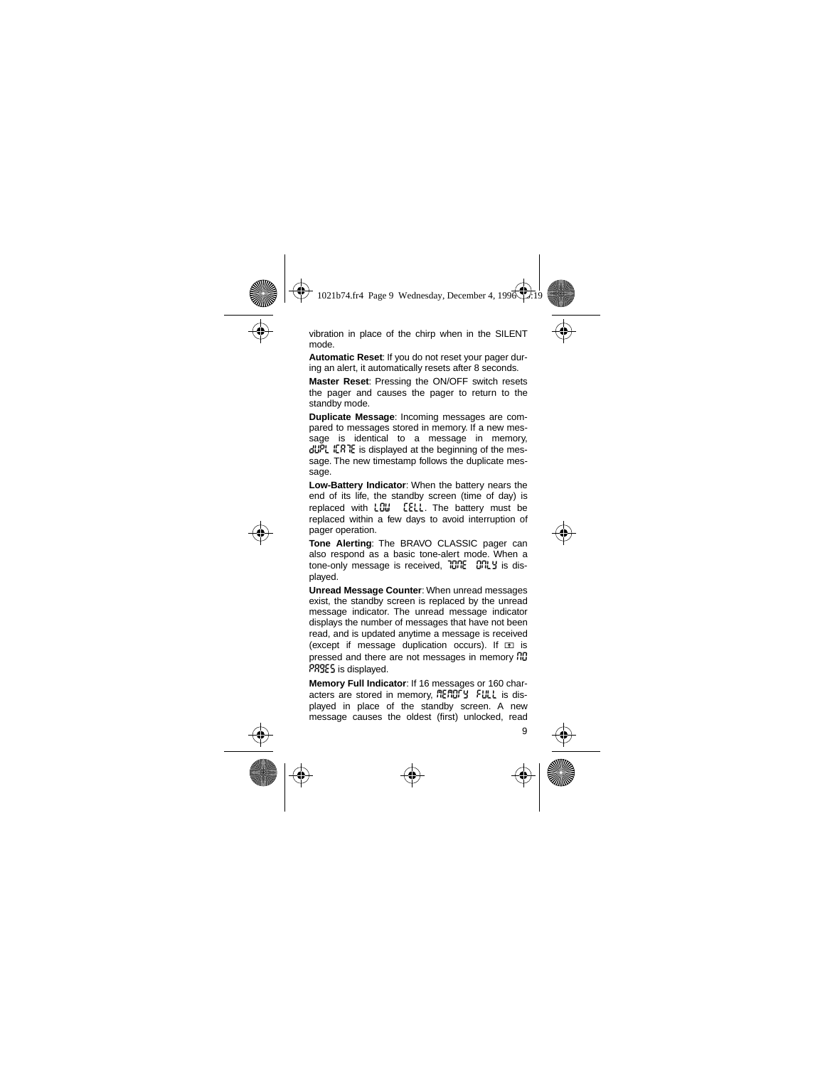vibration in place of the chirp when in the SILENT mode.

**Automatic Reset**: If you do not reset your pager during an alert, it automatically resets after 8 seconds.

**Master Reset**: Pressing the ON/OFF switch resets the pager and causes the pager to return to the standby mode.

**Duplicate Message**: Incoming messages are compared to messages stored in memory. If a new message is identical to a message in memory, dUPLICATE is displayed at the beginning of the message. The new timestamp follows the duplicate message.

**Low-Battery Indicator**: When the battery nears the end of its life, the standby screen (time of day) is replaced with LOW CELL. The battery must be replaced within a few days to avoid interruption of pager operation.

**Tone Alerting**: The BRAVO CLASSIC pager can also respond as a basic tone-alert mode. When a tone-only message is received, TONE ONLY is displayed.

**Unread Message Counter**: When unread messages exist, the standby screen is replaced by the unread message indicator. The unread message indicator displays the number of messages that have not been read, and is updated anytime a message is received (except if message duplication occurs). If ⊡ is pressed and there are not messages in memory NO PAGES is displayed.

**Memory Full Indicator**: If 16 messages or 160 characters are stored in memory, MEMORY FULL is displayed in place of the standby screen. A new message causes the oldest (first) unlocked, read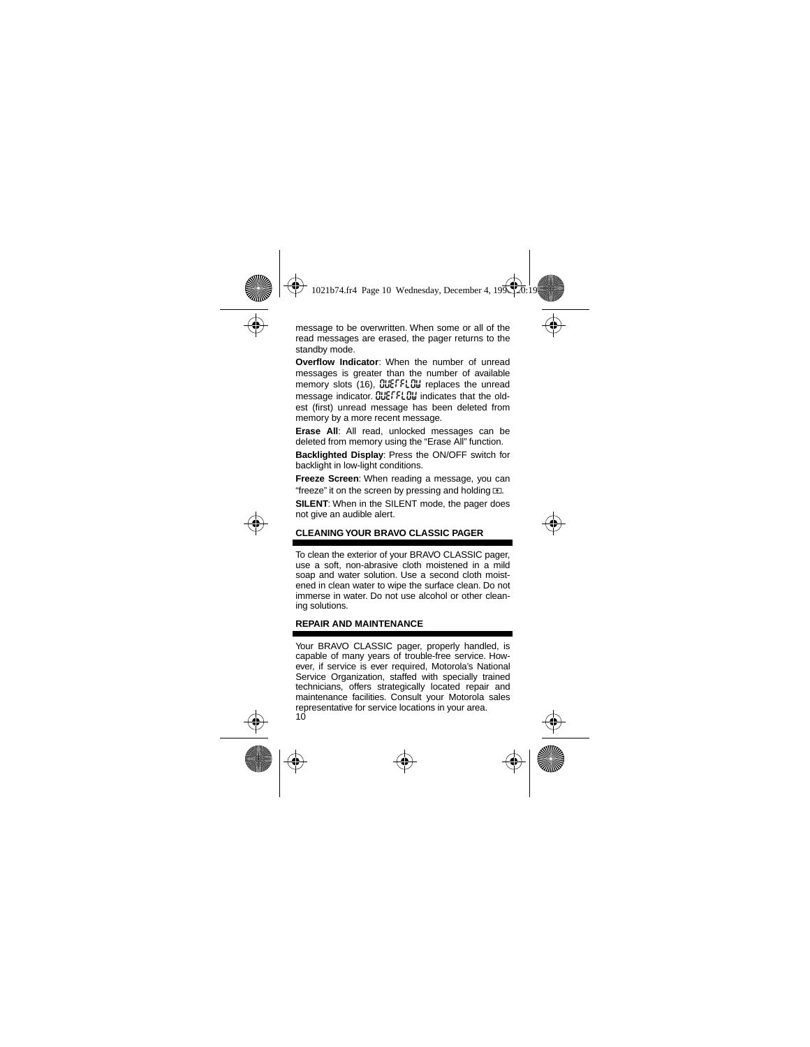message to be overwritten. When some or all of the read messages are erased, the pager returns to the standby mode.

**Overflow Indicator**: When the number of unread messages is greater than the number of available memory slots (16), OVERFLOW replaces the unread message indicator. OVERFLOW indicates that the oldest (first) unread message has been deleted from memory by a more recent message.

**Erase All**: All read, unlocked messages can be deleted from memory using the "Erase All" function.

**Backlighted Display**: Press the ON/OFF switch for backlight in low-light conditions.

**Freeze Screen**: When reading a message, you can "freeze" it on the screen by pressing and holding .

**SILENT**: When in the SILENT mode, the pager does not give an audible alert.

## CLEANING YOUR BRAVO CLASSIC PAGER

To clean the exterior of your BRAVO CLASSIC pager, use a soft, non-abrasive cloth moistened in a mild soap and water solution. Use a second cloth moistened in clean water to wipe the surface clean. Do not immerse in water. Do not use alcohol or other cleaning solutions.

## REPAIR AND MAINTENANCE

Your BRAVO CLASSIC pager, properly handled, is capable of many years of trouble-free service. However, if service is ever required, Motorola's National Service Organization, staffed with specially trained technicians, offers strategically located repair and maintenance facilities. Consult your Motorola sales representative for service locations in your area.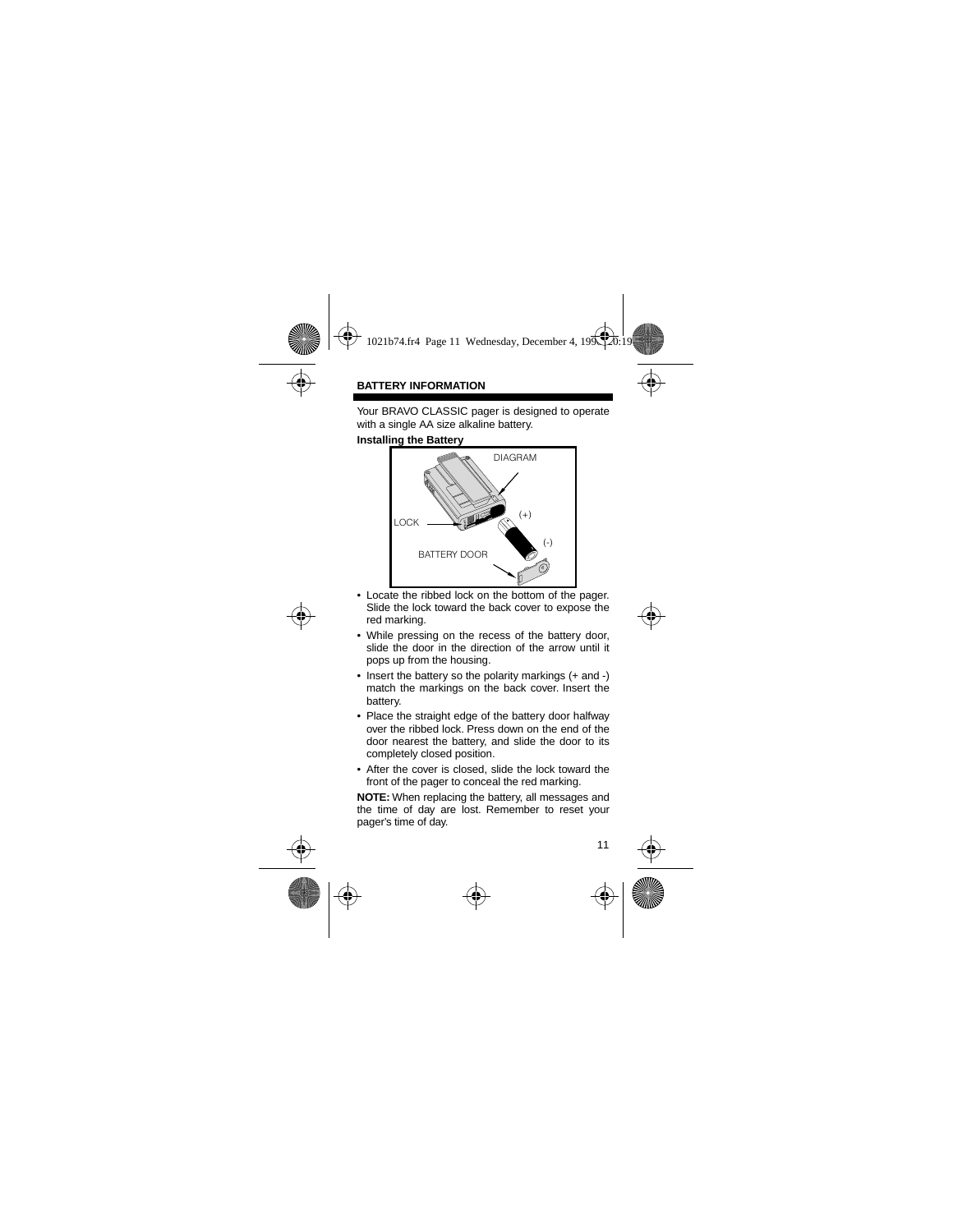## BATTERY INFORMATION

Your BRAVO CLASSIC pager is designed to operate with a single AA size alkaline battery.

**Installing the Battery**

- Locate the ribbed lock on the bottom of the pager. Slide the lock toward the back cover to expose the red marking.
- While pressing on the recess of the battery door, slide the door in the direction of the arrow until it pops up from the housing.
- Insert the battery so the polarity markings (+ and -) match the markings on the back cover. Insert the battery.
- Place the straight edge of the battery door halfway over the ribbed lock. Press down on the end of the door nearest the battery, and slide the door to its completely closed position.
- After the cover is closed, slide the lock toward the front of the pager to conceal the red marking.

**NOTE:** When replacing the battery, all messages and the time of day are lost. Remember to reset your pager's time of day.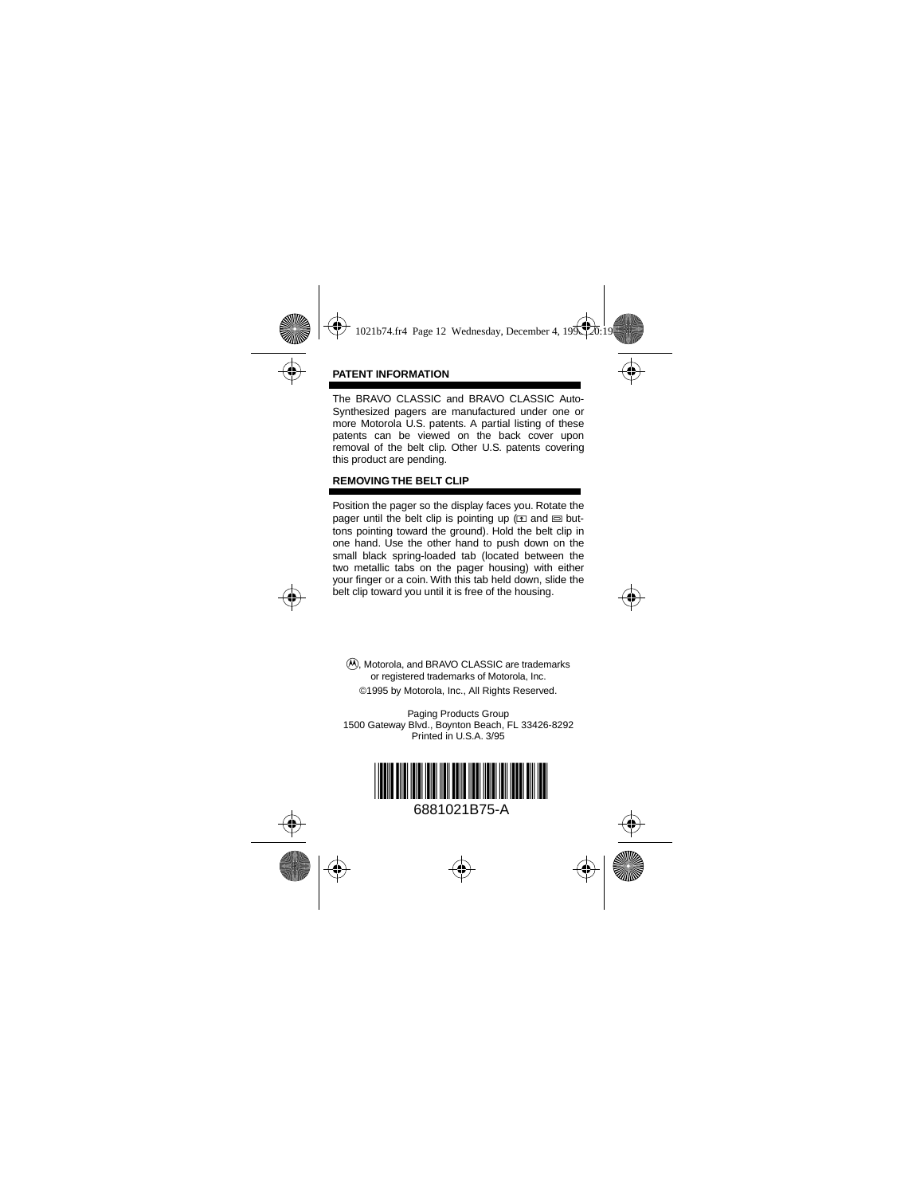## PATENT INFORMATION

The BRAVO CLASSIC and BRAVO CLASSIC Auto-Synthesized pagers are manufactured under one or more Motorola U.S. patents. A partial listing of these patents can be viewed on the back cover upon removal of the belt clip. Other U.S. patents covering this product are pending.

## REMOVING THE BELT CLIP

Position the pager so the display faces you. Rotate the pager until the belt clip is pointing up (⏏ and ✉ buttons pointing toward the ground). Hold the belt clip in one hand. Use the other hand to push down on the small black spring-loaded tab (located between the two metallic tabs on the pager housing) with either your finger or a coin. With this tab held down, slide the belt clip toward you until it is free of the housing.

Ⓜ, Motorola, and BRAVO CLASSIC are trademarks or registered trademarks of Motorola, Inc.

©1995 by Motorola, Inc., All Rights Reserved.

Paging Products Group
1500 Gateway Blvd., Boynton Beach, FL 33426-8292
Printed in U.S.A. 3/95

6881021B75-A